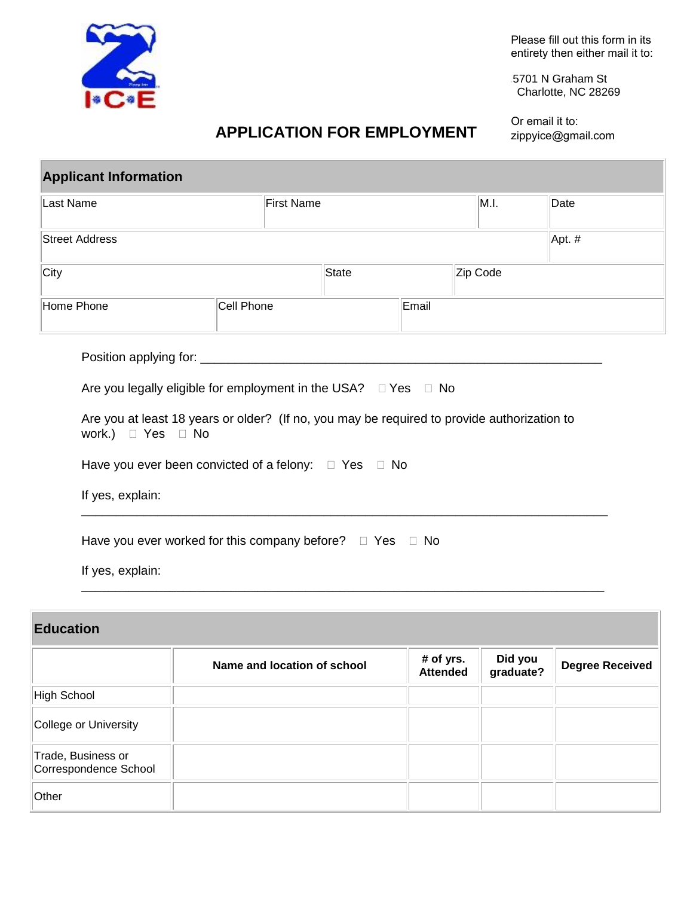Please fill out this form in its entirety then either mail it to:

5701 N Graham St
Charlotte, NC 28269

Or email it to:
zippyice@gmail.com

# APPLICATION FOR EMPLOYMENT

## Applicant Information

| Last Name | First Name | M.I. | Date |
|---|---|---|---|
| | | | |

| Street Address | Apt. # |
|---|---|
| | |

| City | State | Zip Code |
|---|---|---|
| | | |

| Home Phone | Cell Phone | Email |
|---|---|---|
| | | |

Position applying for: ___________________________________________________________

Are you legally eligible for employment in the USA? ☐ Yes ☐ No

Are you at least 18 years or older? (If no, you may be required to provide authorization to work.) ☐ Yes ☐ No

Have you ever been convicted of a felony: ☐ Yes ☐ No

If yes, explain:
_____________________________________________________________________________

Have you ever worked for this company before? ☐ Yes ☐ No

If yes, explain:
_____________________________________________________________________________

## Education

| | Name and location of school | # of yrs. Attended | Did you graduate? | Degree Received |
|---|---|---|---|---|
| High School | | | | |
| College or University | | | | |
| Trade, Business or Correspondence School | | | | |
| Other | | | | |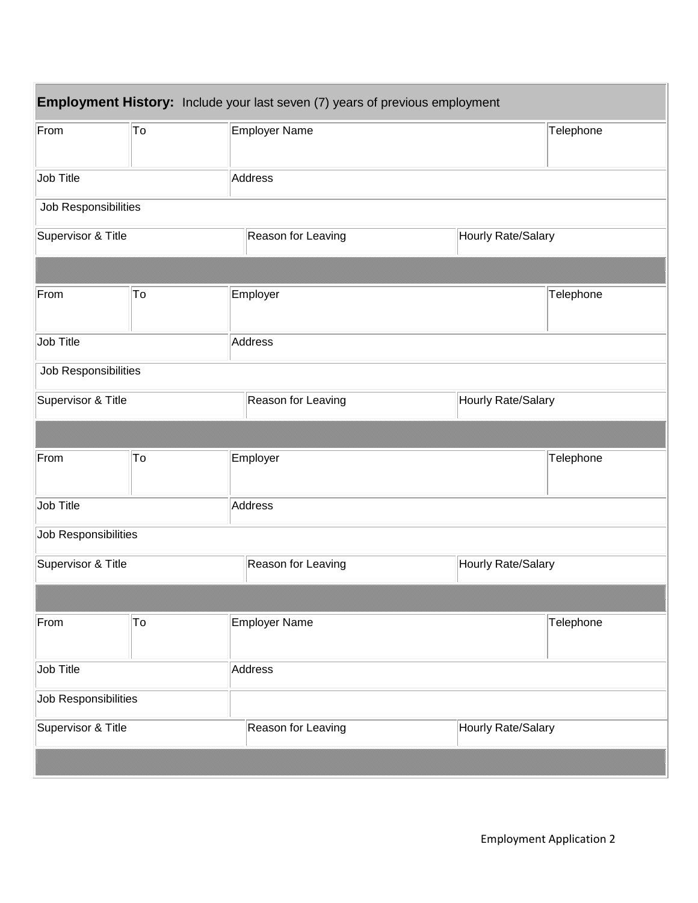**Employment History:** Include your last seven (7) years of previous employment

| From | To | Employer Name | | Telephone |
|---|---|---|---|---|
| Job Title | | Address | | |
| Job Responsibilities | | | | |
| Supervisor & Title | | Reason for Leaving | Hourly Rate/Salary | |

| From | To | Employer | | Telephone |
|---|---|---|---|---|
| Job Title | | Address | | |
| Job Responsibilities | | | | |
| Supervisor & Title | | Reason for Leaving | Hourly Rate/Salary | |

| From | To | Employer | | Telephone |
|---|---|---|---|---|
| Job Title | | Address | | |
| Job Responsibilities | | | | |
| Supervisor & Title | | Reason for Leaving | Hourly Rate/Salary | |

| From | To | Employer Name | | Telephone |
|---|---|---|---|---|
| Job Title | | Address | | |
| Job Responsibilities | | | | |
| Supervisor & Title | | Reason for Leaving | Hourly Rate/Salary | |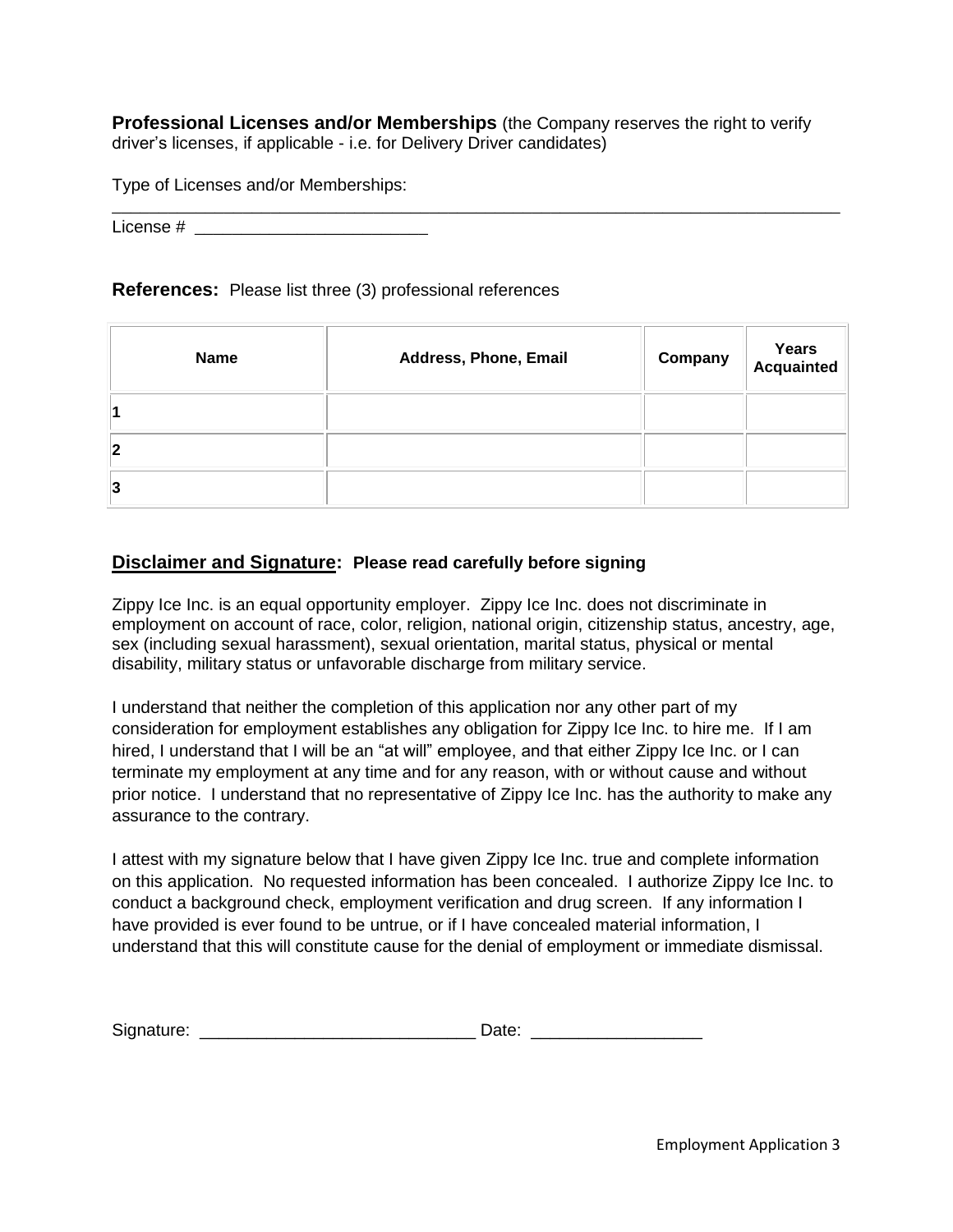**Professional Licenses and/or Memberships** (the Company reserves the right to verify driver's licenses, if applicable - i.e. for Delivery Driver candidates)

Type of Licenses and/or Memberships: ___________________________________________________________________________

License # _________________________

**References:** Please list three (3) professional references

| Name | Address, Phone, Email | Company | Years Acquainted |
|---|---|---|---|
| 1 | | | |
| 2 | | | |
| 3 | | | |

## Disclaimer and Signature: Please read carefully before signing

Zippy Ice Inc. is an equal opportunity employer. Zippy Ice Inc. does not discriminate in employment on account of race, color, religion, national origin, citizenship status, ancestry, age, sex (including sexual harassment), sexual orientation, marital status, physical or mental disability, military status or unfavorable discharge from military service.

I understand that neither the completion of this application nor any other part of my consideration for employment establishes any obligation for Zippy Ice Inc. to hire me. If I am hired, I understand that I will be an "at will" employee, and that either Zippy Ice Inc. or I can terminate my employment at any time and for any reason, with or without cause and without prior notice. I understand that no representative of Zippy Ice Inc. has the authority to make any assurance to the contrary.

I attest with my signature below that I have given Zippy Ice Inc. true and complete information on this application. No requested information has been concealed. I authorize Zippy Ice Inc. to conduct a background check, employment verification and drug screen. If any information I have provided is ever found to be untrue, or if I have concealed material information, I understand that this will constitute cause for the denial of employment or immediate dismissal.

Signature: _____________________________ Date: __________________